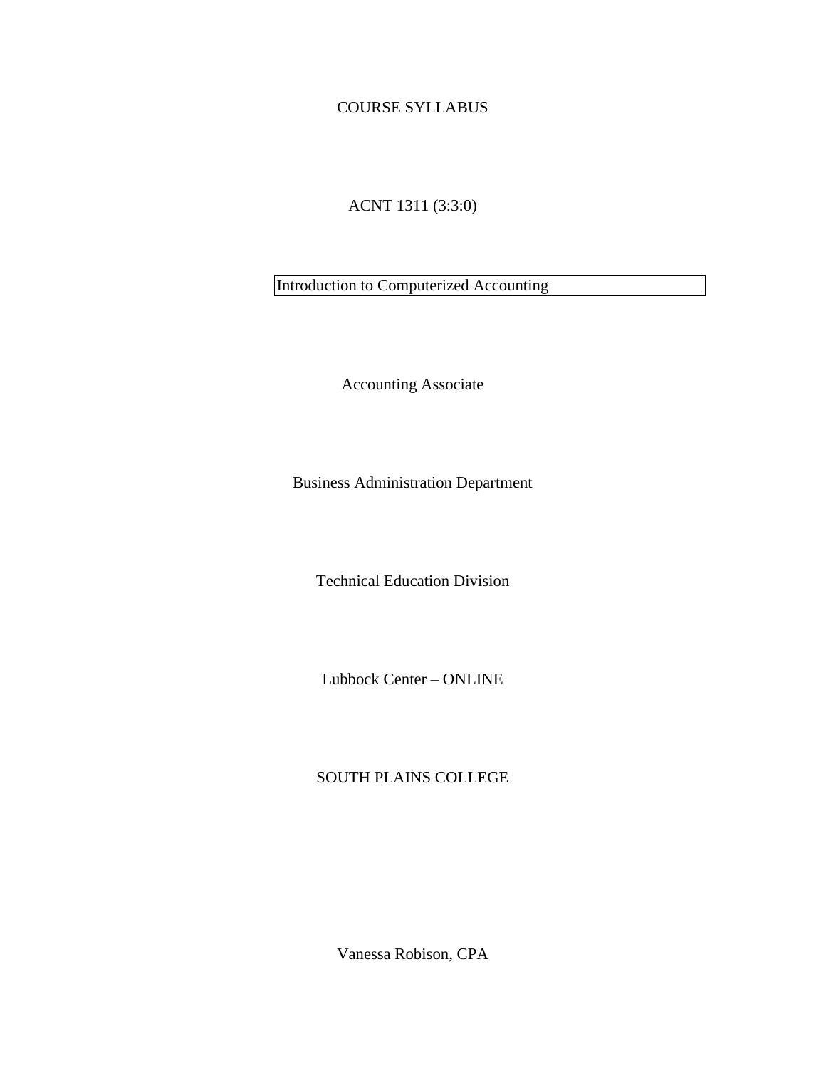# COURSE SYLLABUS

ACNT 1311 (3:3:0)

Introduction to Computerized Accounting

Accounting Associate

Business Administration Department

Technical Education Division

Lubbock Center – ONLINE

SOUTH PLAINS COLLEGE

Vanessa Robison, CPA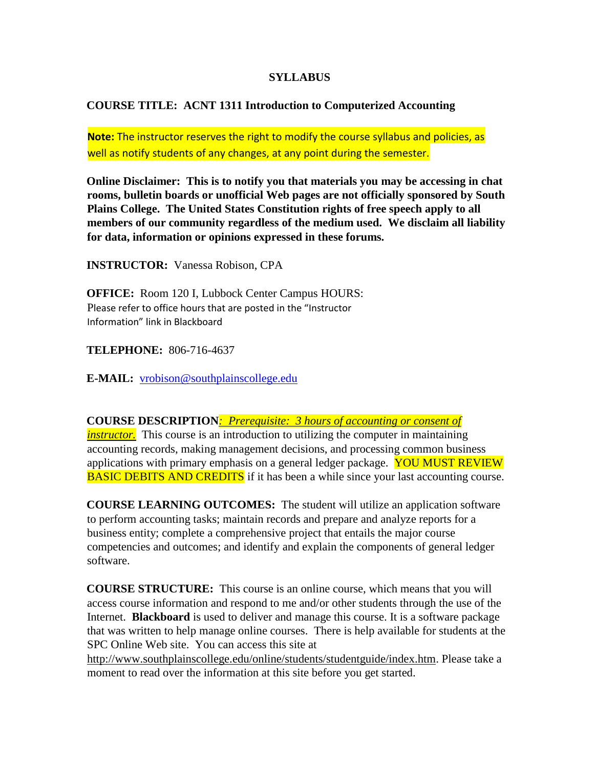# SYLLABUS

**COURSE TITLE: ACNT 1311 Introduction to Computerized Accounting**

**Note:** The instructor reserves the right to modify the course syllabus and policies, as well as notify students of any changes, at any point during the semester.

**Online Disclaimer: This is to notify you that materials you may be accessing in chat rooms, bulletin boards or unofficial Web pages are not officially sponsored by South Plains College. The United States Constitution rights of free speech apply to all members of our community regardless of the medium used. We disclaim all liability for data, information or opinions expressed in these forums.**

**INSTRUCTOR:** Vanessa Robison, CPA

**OFFICE:** Room 120 I, Lubbock Center Campus HOURS: Please refer to office hours that are posted in the "Instructor Information" link in Blackboard

**TELEPHONE:** 806-716-4637

**E-MAIL:** vrobison@southplainscollege.edu

**COURSE DESCRIPTION**: *Prerequisite: 3 hours of accounting or consent of instructor.* This course is an introduction to utilizing the computer in maintaining accounting records, making management decisions, and processing common business applications with primary emphasis on a general ledger package. YOU MUST REVIEW BASIC DEBITS AND CREDITS if it has been a while since your last accounting course.

**COURSE LEARNING OUTCOMES:** The student will utilize an application software to perform accounting tasks; maintain records and prepare and analyze reports for a business entity; complete a comprehensive project that entails the major course competencies and outcomes; and identify and explain the components of general ledger software.

**COURSE STRUCTURE:** This course is an online course, which means that you will access course information and respond to me and/or other students through the use of the Internet. **Blackboard** is used to deliver and manage this course. It is a software package that was written to help manage online courses. There is help available for students at the SPC Online Web site. You can access this site at http://www.southplainscollege.edu/online/students/studentguide/index.htm. Please take a moment to read over the information at this site before you get started.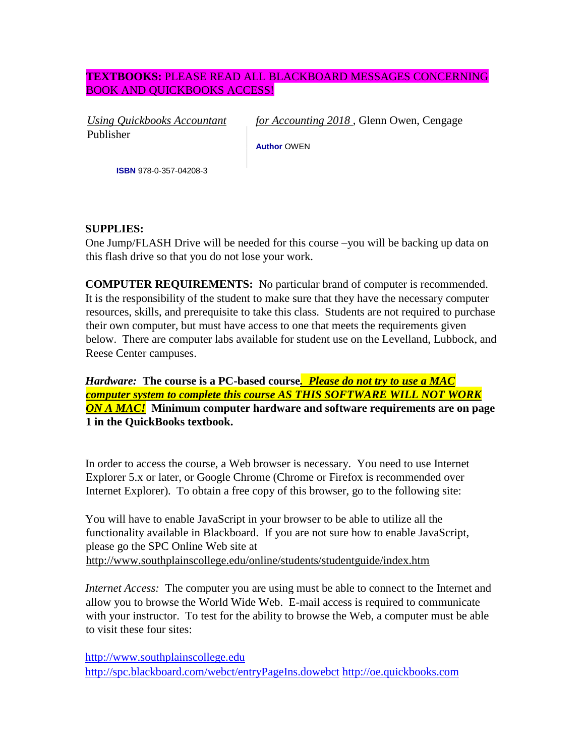**TEXTBOOKS:** PLEASE READ ALL BLACKBOARD MESSAGES CONCERNING BOOK AND QUICKBOOKS ACCESS!

*Using Quickbooks Accountant for Accounting 2018* , Glenn Owen, Cengage Publisher

**Author** OWEN

**ISBN** 978-0-357-04208-3

**SUPPLIES:**
One Jump/FLASH Drive will be needed for this course –you will be backing up data on this flash drive so that you do not lose your work.

**COMPUTER REQUIREMENTS:** No particular brand of computer is recommended. It is the responsibility of the student to make sure that they have the necessary computer resources, skills, and prerequisite to take this class. Students are not required to purchase their own computer, but must have access to one that meets the requirements given below. There are computer labs available for student use on the Levelland, Lubbock, and Reese Center campuses.

***Hardware:*** **The course is a PC-based course*. Please do not try to use a MAC computer system to complete this course AS THIS SOFTWARE WILL NOT WORK ON A MAC!* Minimum computer hardware and software requirements are on page 1 in the QuickBooks textbook.**

In order to access the course, a Web browser is necessary. You need to use Internet Explorer 5.x or later, or Google Chrome (Chrome or Firefox is recommended over Internet Explorer). To obtain a free copy of this browser, go to the following site:

You will have to enable JavaScript in your browser to be able to utilize all the functionality available in Blackboard. If you are not sure how to enable JavaScript, please go the SPC Online Web site at
http://www.southplainscollege.edu/online/students/studentguide/index.htm

*Internet Access:* The computer you are using must be able to connect to the Internet and allow you to browse the World Wide Web. E-mail access is required to communicate with your instructor. To test for the ability to browse the Web, a computer must be able to visit these four sites:

http://www.southplainscollege.edu
http://spc.blackboard.com/webct/entryPageIns.dowebct http://oe.quickbooks.com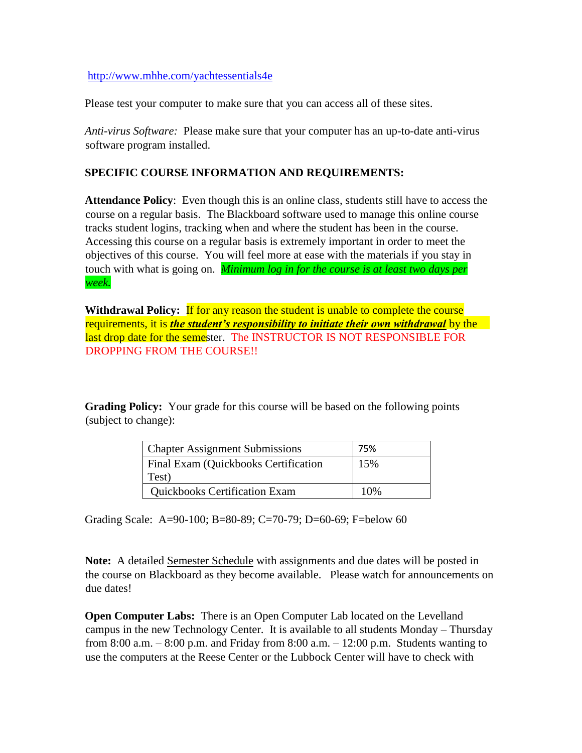http://www.mhhe.com/yachtessentials4e

Please test your computer to make sure that you can access all of these sites.

*Anti-virus Software:* Please make sure that your computer has an up-to-date anti-virus software program installed.

**SPECIFIC COURSE INFORMATION AND REQUIREMENTS:**

**Attendance Policy**: Even though this is an online class, students still have to access the course on a regular basis. The Blackboard software used to manage this online course tracks student logins, tracking when and where the student has been in the course. Accessing this course on a regular basis is extremely important in order to meet the objectives of this course. You will feel more at ease with the materials if you stay in touch with what is going on. *Minimum log in for the course is at least two days per week.*

**Withdrawal Policy:** If for any reason the student is unable to complete the course requirements, it is ***the student's responsibility to initiate their own withdrawal*** by the last drop date for the semester. The INSTRUCTOR IS NOT RESPONSIBLE FOR DROPPING FROM THE COURSE!!

**Grading Policy:** Your grade for this course will be based on the following points (subject to change):

| | |
|---|---|
| Chapter Assignment Submissions | 75% |
| Final Exam (Quickbooks Certification Test) | 15% |
| Quickbooks Certification Exam | 10% |

Grading Scale: A=90-100; B=80-89; C=70-79; D=60-69; F=below 60

**Note:** A detailed Semester Schedule with assignments and due dates will be posted in the course on Blackboard as they become available. Please watch for announcements on due dates!

**Open Computer Labs:** There is an Open Computer Lab located on the Levelland campus in the new Technology Center. It is available to all students Monday – Thursday from 8:00 a.m. – 8:00 p.m. and Friday from 8:00 a.m. – 12:00 p.m. Students wanting to use the computers at the Reese Center or the Lubbock Center will have to check with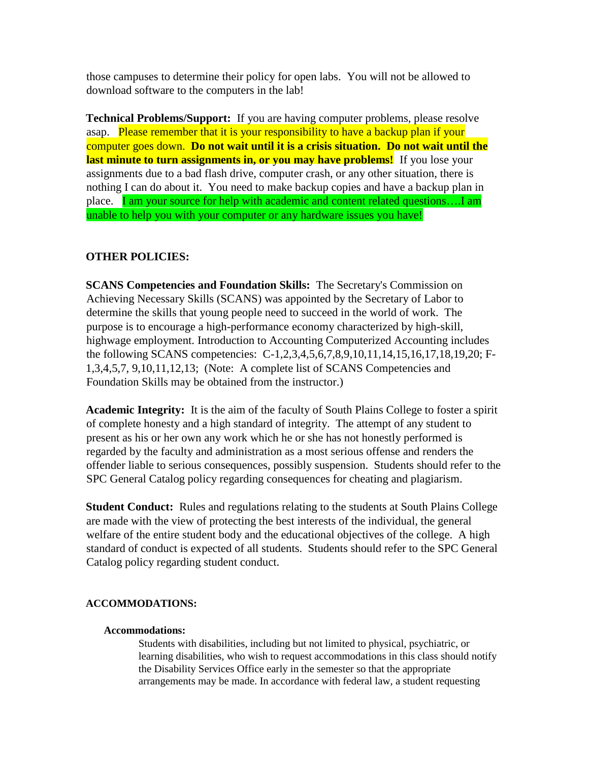those campuses to determine their policy for open labs. You will not be allowed to download software to the computers in the lab!

**Technical Problems/Support:** If you are having computer problems, please resolve asap. Please remember that it is your responsibility to have a backup plan if your computer goes down. **Do not wait until it is a crisis situation. Do not wait until the last minute to turn assignments in, or you may have problems!** If you lose your assignments due to a bad flash drive, computer crash, or any other situation, there is nothing I can do about it. You need to make backup copies and have a backup plan in place. I am your source for help with academic and content related questions….I am unable to help you with your computer or any hardware issues you have!

## OTHER POLICIES:

**SCANS Competencies and Foundation Skills:** The Secretary's Commission on Achieving Necessary Skills (SCANS) was appointed by the Secretary of Labor to determine the skills that young people need to succeed in the world of work. The purpose is to encourage a high-performance economy characterized by high-skill, highwage employment. Introduction to Accounting Computerized Accounting includes the following SCANS competencies: C-1,2,3,4,5,6,7,8,9,10,11,14,15,16,17,18,19,20; F-1,3,4,5,7, 9,10,11,12,13; (Note: A complete list of SCANS Competencies and Foundation Skills may be obtained from the instructor.)

**Academic Integrity:** It is the aim of the faculty of South Plains College to foster a spirit of complete honesty and a high standard of integrity. The attempt of any student to present as his or her own any work which he or she has not honestly performed is regarded by the faculty and administration as a most serious offense and renders the offender liable to serious consequences, possibly suspension. Students should refer to the SPC General Catalog policy regarding consequences for cheating and plagiarism.

**Student Conduct:** Rules and regulations relating to the students at South Plains College are made with the view of protecting the best interests of the individual, the general welfare of the entire student body and the educational objectives of the college. A high standard of conduct is expected of all students. Students should refer to the SPC General Catalog policy regarding student conduct.

## ACCOMMODATIONS:

### Accommodations:

Students with disabilities, including but not limited to physical, psychiatric, or learning disabilities, who wish to request accommodations in this class should notify the Disability Services Office early in the semester so that the appropriate arrangements may be made. In accordance with federal law, a student requesting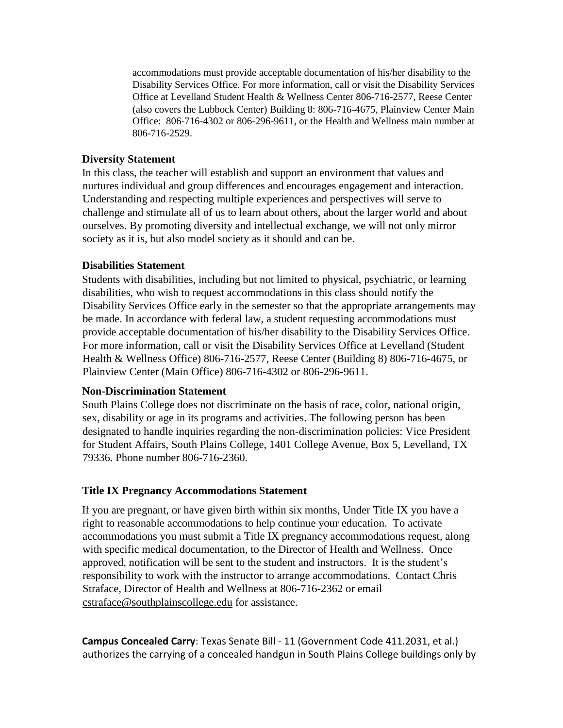accommodations must provide acceptable documentation of his/her disability to the Disability Services Office. For more information, call or visit the Disability Services Office at Levelland Student Health & Wellness Center 806-716-2577, Reese Center (also covers the Lubbock Center) Building 8: 806-716-4675, Plainview Center Main Office: 806-716-4302 or 806-296-9611, or the Health and Wellness main number at 806-716-2529.

**Diversity Statement**

In this class, the teacher will establish and support an environment that values and nurtures individual and group differences and encourages engagement and interaction. Understanding and respecting multiple experiences and perspectives will serve to challenge and stimulate all of us to learn about others, about the larger world and about ourselves. By promoting diversity and intellectual exchange, we will not only mirror society as it is, but also model society as it should and can be.

**Disabilities Statement**

Students with disabilities, including but not limited to physical, psychiatric, or learning disabilities, who wish to request accommodations in this class should notify the Disability Services Office early in the semester so that the appropriate arrangements may be made. In accordance with federal law, a student requesting accommodations must provide acceptable documentation of his/her disability to the Disability Services Office. For more information, call or visit the Disability Services Office at Levelland (Student Health & Wellness Office) 806-716-2577, Reese Center (Building 8) 806-716-4675, or Plainview Center (Main Office) 806-716-4302 or 806-296-9611.

**Non-Discrimination Statement**

South Plains College does not discriminate on the basis of race, color, national origin, sex, disability or age in its programs and activities. The following person has been designated to handle inquiries regarding the non-discrimination policies: Vice President for Student Affairs, South Plains College, 1401 College Avenue, Box 5, Levelland, TX 79336. Phone number 806-716-2360.

**Title IX Pregnancy Accommodations Statement**

If you are pregnant, or have given birth within six months, Under Title IX you have a right to reasonable accommodations to help continue your education. To activate accommodations you must submit a Title IX pregnancy accommodations request, along with specific medical documentation, to the Director of Health and Wellness. Once approved, notification will be sent to the student and instructors. It is the student's responsibility to work with the instructor to arrange accommodations. Contact Chris Straface, Director of Health and Wellness at 806-716-2362 or email cstraface@southplainscollege.edu for assistance.

**Campus Concealed Carry**: Texas Senate Bill - 11 (Government Code 411.2031, et al.) authorizes the carrying of a concealed handgun in South Plains College buildings only by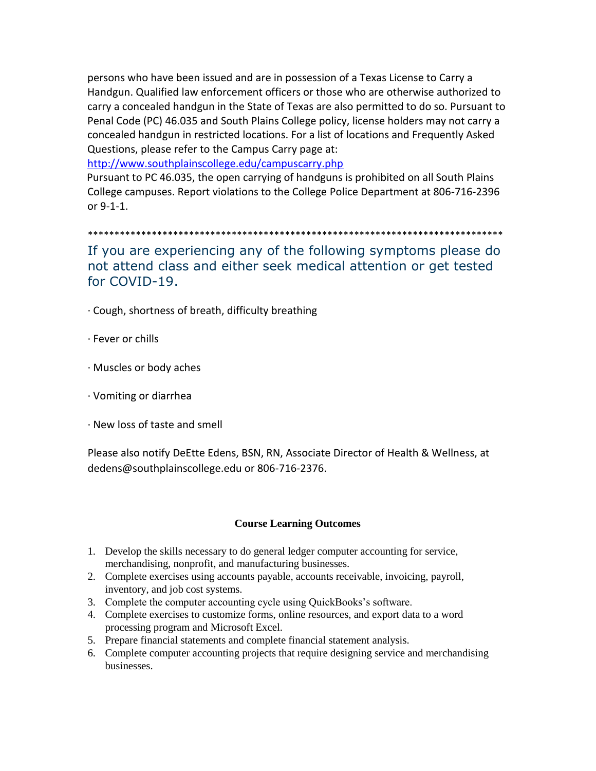persons who have been issued and are in possession of a Texas License to Carry a Handgun. Qualified law enforcement officers or those who are otherwise authorized to carry a concealed handgun in the State of Texas are also permitted to do so. Pursuant to Penal Code (PC) 46.035 and South Plains College policy, license holders may not carry a concealed handgun in restricted locations. For a list of locations and Frequently Asked Questions, please refer to the Campus Carry page at: [http://www.southplainscollege.edu/campuscarry.php](http://www.southplainscollege.edu/campuscarry.php)

Pursuant to PC 46.035, the open carrying of handguns is prohibited on all South Plains College campuses. Report violations to the College Police Department at 806-716-2396 or 9-1-1.

*******************************************************************************

## If you are experiencing any of the following symptoms please do not attend class and either seek medical attention or get tested for COVID-19.

· Cough, shortness of breath, difficulty breathing

· Fever or chills

· Muscles or body aches

· Vomiting or diarrhea

· New loss of taste and smell

Please also notify DeEtte Edens, BSN, RN, Associate Director of Health & Wellness, at dedens@southplainscollege.edu or 806-716-2376.

### Course Learning Outcomes

1. Develop the skills necessary to do general ledger computer accounting for service, merchandising, nonprofit, and manufacturing businesses.
2. Complete exercises using accounts payable, accounts receivable, invoicing, payroll, inventory, and job cost systems.
3. Complete the computer accounting cycle using QuickBooks's software.
4. Complete exercises to customize forms, online resources, and export data to a word processing program and Microsoft Excel.
5. Prepare financial statements and complete financial statement analysis.
6. Complete computer accounting projects that require designing service and merchandising businesses.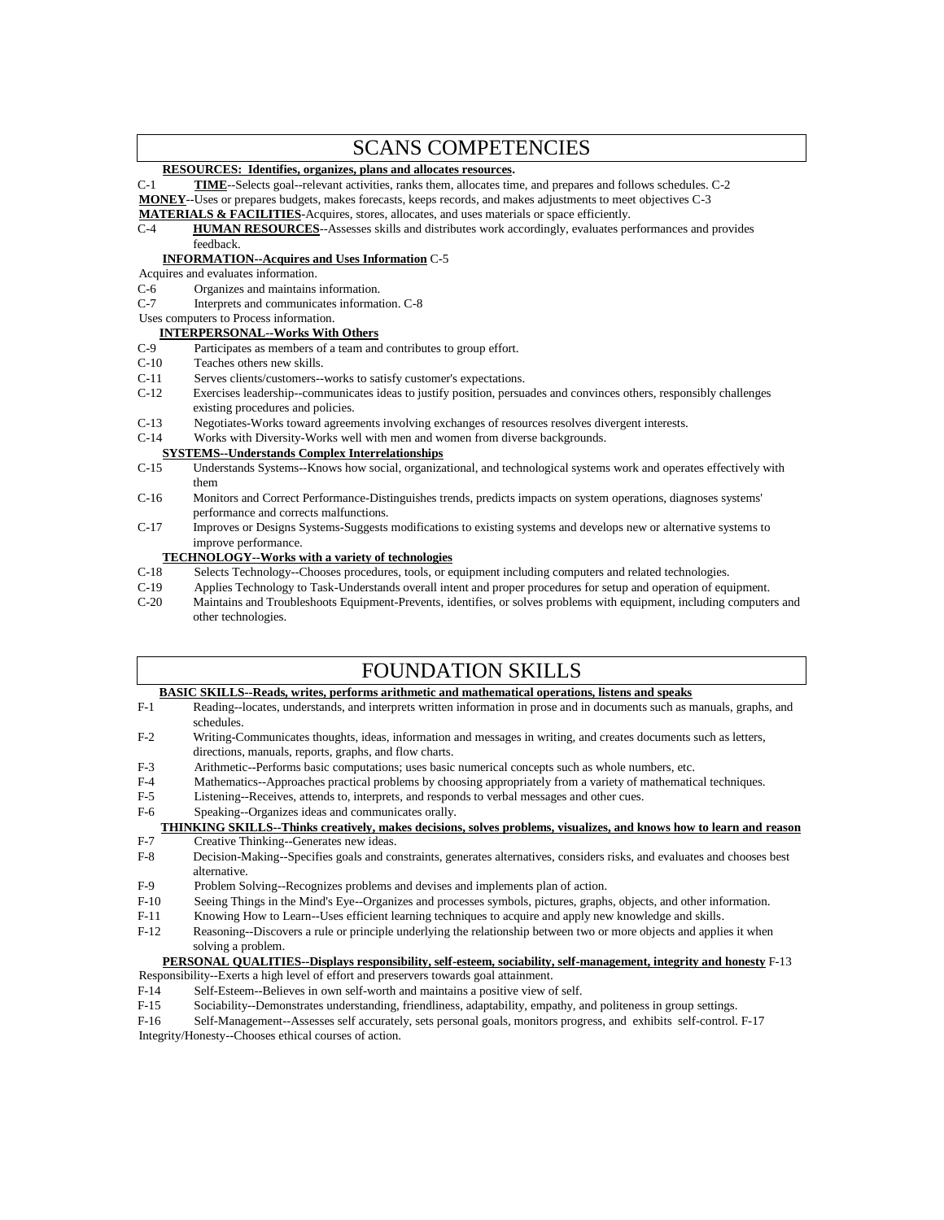# SCANS COMPETENCIES

**RESOURCES: Identifies, organizes, plans and allocates resources.**

C-1 **TIME**--Selects goal--relevant activities, ranks them, allocates time, and prepares and follows schedules. C-2 **MONEY**--Uses or prepares budgets, makes forecasts, keeps records, and makes adjustments to meet objectives C-3 **MATERIALS & FACILITIES**-Acquires, stores, allocates, and uses materials or space efficiently.

C-4 **HUMAN RESOURCES**--Assesses skills and distributes work accordingly, evaluates performances and provides feedback.

**INFORMATION--Acquires and Uses Information** C-5 Acquires and evaluates information.

C-6 Organizes and maintains information.

C-7 Interprets and communicates information. C-8 Uses computers to Process information.

**INTERPERSONAL--Works With Others**

C-9 Participates as members of a team and contributes to group effort.

C-10 Teaches others new skills.

C-11 Serves clients/customers--works to satisfy customer's expectations.

C-12 Exercises leadership--communicates ideas to justify position, persuades and convinces others, responsibly challenges existing procedures and policies.

C-13 Negotiates-Works toward agreements involving exchanges of resources resolves divergent interests.

C-14 Works with Diversity-Works well with men and women from diverse backgrounds.

**SYSTEMS--Understands Complex Interrelationships**

C-15 Understands Systems--Knows how social, organizational, and technological systems work and operates effectively with them

C-16 Monitors and Correct Performance-Distinguishes trends, predicts impacts on system operations, diagnoses systems' performance and corrects malfunctions.

C-17 Improves or Designs Systems-Suggests modifications to existing systems and develops new or alternative systems to improve performance.

**TECHNOLOGY--Works with a variety of technologies**

C-18 Selects Technology--Chooses procedures, tools, or equipment including computers and related technologies.

C-19 Applies Technology to Task-Understands overall intent and proper procedures for setup and operation of equipment.

C-20 Maintains and Troubleshoots Equipment-Prevents, identifies, or solves problems with equipment, including computers and other technologies.

# FOUNDATION SKILLS

**BASIC SKILLS--Reads, writes, performs arithmetic and mathematical operations, listens and speaks**

F-1 Reading--locates, understands, and interprets written information in prose and in documents such as manuals, graphs, and schedules.

F-2 Writing-Communicates thoughts, ideas, information and messages in writing, and creates documents such as letters, directions, manuals, reports, graphs, and flow charts.

F-3 Arithmetic--Performs basic computations; uses basic numerical concepts such as whole numbers, etc.

F-4 Mathematics--Approaches practical problems by choosing appropriately from a variety of mathematical techniques.

F-5 Listening--Receives, attends to, interprets, and responds to verbal messages and other cues.

F-6 Speaking--Organizes ideas and communicates orally.

**THINKING SKILLS--Thinks creatively, makes decisions, solves problems, visualizes, and knows how to learn and reason**

F-7 Creative Thinking--Generates new ideas.

F-8 Decision-Making--Specifies goals and constraints, generates alternatives, considers risks, and evaluates and chooses best alternative.

F-9 Problem Solving--Recognizes problems and devises and implements plan of action.

F-10 Seeing Things in the Mind's Eye--Organizes and processes symbols, pictures, graphs, objects, and other information.

F-11 Knowing How to Learn--Uses efficient learning techniques to acquire and apply new knowledge and skills.

F-12 Reasoning--Discovers a rule or principle underlying the relationship between two or more objects and applies it when solving a problem.

**PERSONAL QUALITIES--Displays responsibility, self-esteem, sociability, self-management, integrity and honesty** F-13 Responsibility--Exerts a high level of effort and preservers towards goal attainment.

F-14 Self-Esteem--Believes in own self-worth and maintains a positive view of self.

F-15 Sociability--Demonstrates understanding, friendliness, adaptability, empathy, and politeness in group settings.

F-16 Self-Management--Assesses self accurately, sets personal goals, monitors progress, and exhibits self-control. F-17 Integrity/Honesty--Chooses ethical courses of action.